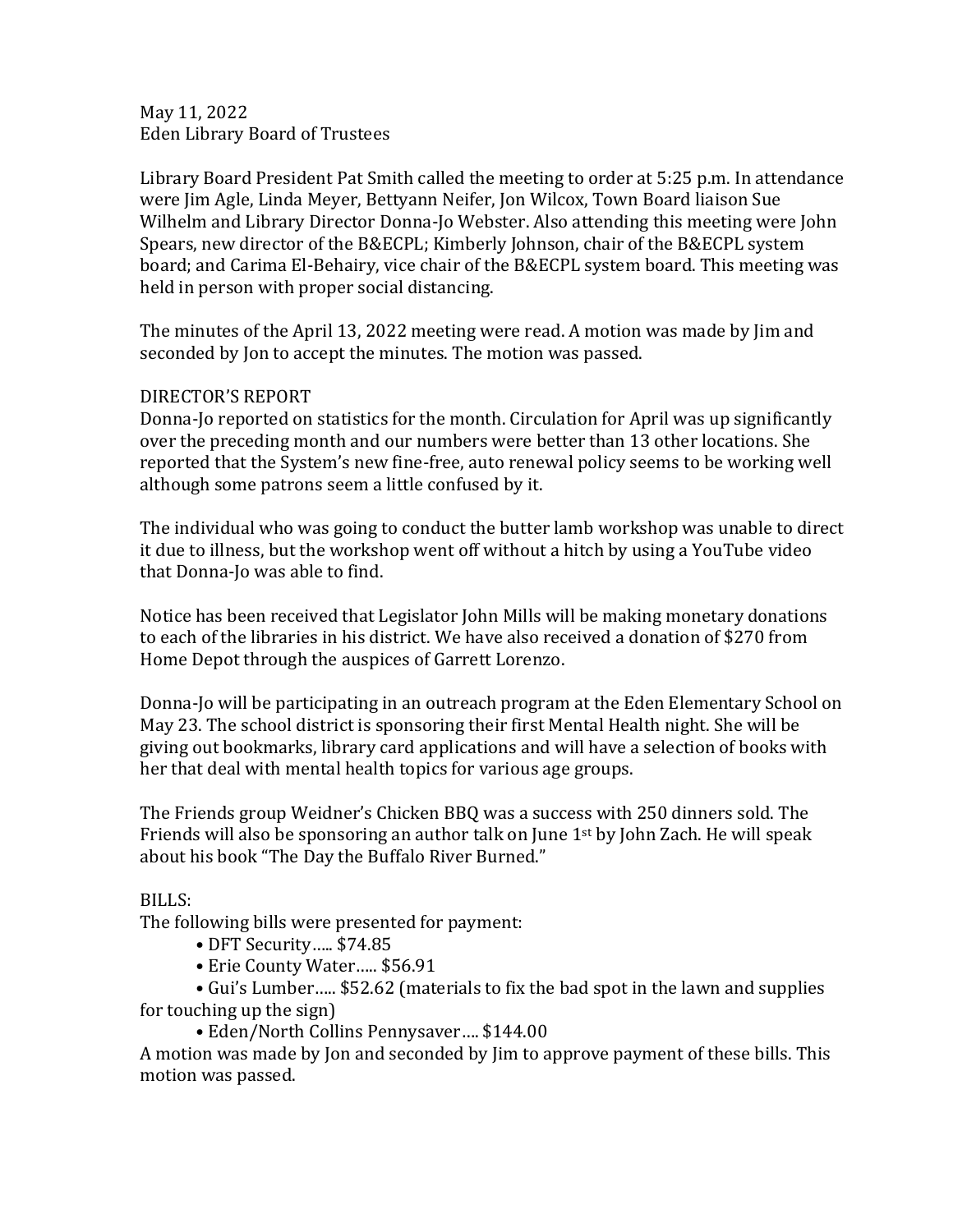May 11, 2022
Eden Library Board of Trustees

Library Board President Pat Smith called the meeting to order at 5:25 p.m. In attendance were Jim Agle, Linda Meyer, Bettyann Neifer, Jon Wilcox, Town Board liaison Sue Wilhelm and Library Director Donna-Jo Webster. Also attending this meeting were John Spears, new director of the B&ECPL; Kimberly Johnson, chair of the B&ECPL system board; and Carima El-Behairy, vice chair of the B&ECPL system board. This meeting was held in person with proper social distancing.

The minutes of the April 13, 2022 meeting were read. A motion was made by Jim and seconded by Jon to accept the minutes. The motion was passed.

DIRECTOR'S REPORT

Donna-Jo reported on statistics for the month. Circulation for April was up significantly over the preceding month and our numbers were better than 13 other locations. She reported that the System's new fine-free, auto renewal policy seems to be working well although some patrons seem a little confused by it.

The individual who was going to conduct the butter lamb workshop was unable to direct it due to illness, but the workshop went off without a hitch by using a YouTube video that Donna-Jo was able to find.

Notice has been received that Legislator John Mills will be making monetary donations to each of the libraries in his district. We have also received a donation of $270 from Home Depot through the auspices of Garrett Lorenzo.

Donna-Jo will be participating in an outreach program at the Eden Elementary School on May 23. The school district is sponsoring their first Mental Health night. She will be giving out bookmarks, library card applications and will have a selection of books with her that deal with mental health topics for various age groups.

The Friends group Weidner's Chicken BBQ was a success with 250 dinners sold. The Friends will also be sponsoring an author talk on June 1st by John Zach. He will speak about his book "The Day the Buffalo River Burned."

BILLS:

The following bills were presented for payment:

- DFT Security….. $74.85
- Erie County Water….. $56.91
- Gui's Lumber….. $52.62 (materials to fix the bad spot in the lawn and supplies for touching up the sign)
- Eden/North Collins Pennysaver…. $144.00

A motion was made by Jon and seconded by Jim to approve payment of these bills. This motion was passed.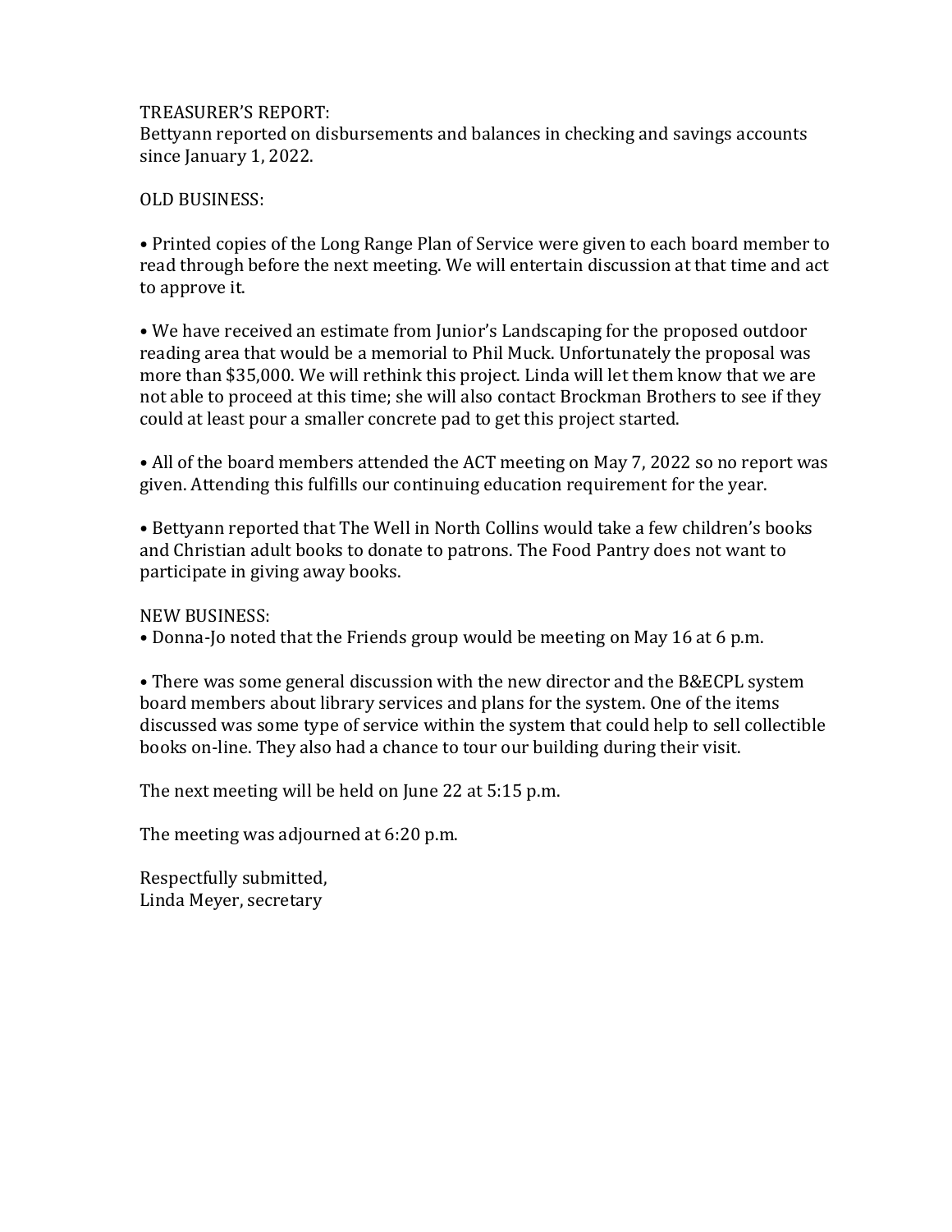TREASURER'S REPORT:
Bettyann reported on disbursements and balances in checking and savings accounts since January 1, 2022.

OLD BUSINESS:

- Printed copies of the Long Range Plan of Service were given to each board member to read through before the next meeting. We will entertain discussion at that time and act to approve it.

- We have received an estimate from Junior's Landscaping for the proposed outdoor reading area that would be a memorial to Phil Muck. Unfortunately the proposal was more than $35,000. We will rethink this project. Linda will let them know that we are not able to proceed at this time; she will also contact Brockman Brothers to see if they could at least pour a smaller concrete pad to get this project started.

- All of the board members attended the ACT meeting on May 7, 2022 so no report was given. Attending this fulfills our continuing education requirement for the year.

- Bettyann reported that The Well in North Collins would take a few children's books and Christian adult books to donate to patrons. The Food Pantry does not want to participate in giving away books.

NEW BUSINESS:

- Donna-Jo noted that the Friends group would be meeting on May 16 at 6 p.m.

- There was some general discussion with the new director and the B&ECPL system board members about library services and plans for the system. One of the items discussed was some type of service within the system that could help to sell collectible books on-line. They also had a chance to tour our building during their visit.

The next meeting will be held on June 22 at 5:15 p.m.

The meeting was adjourned at 6:20 p.m.

Respectfully submitted,
Linda Meyer, secretary